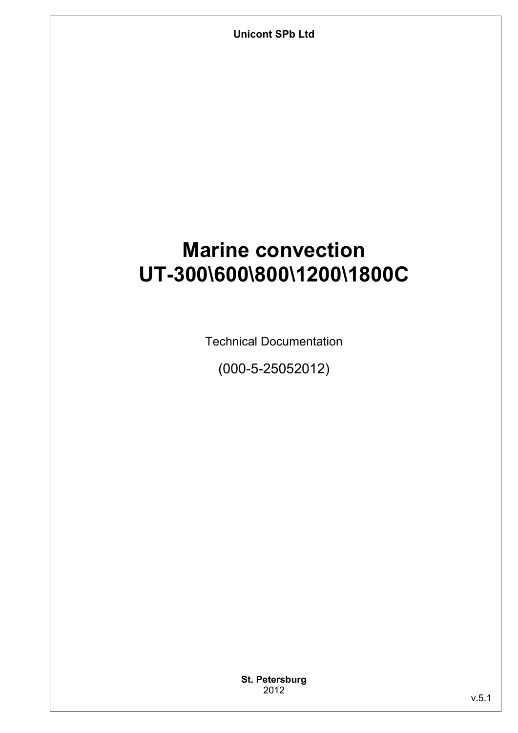**Unicont SPb Ltd**

# Marine convection
# UT-300\600\800\1200\1800C

Technical Documentation

(000-5-25052012)

**St. Petersburg**
2012

v.5.1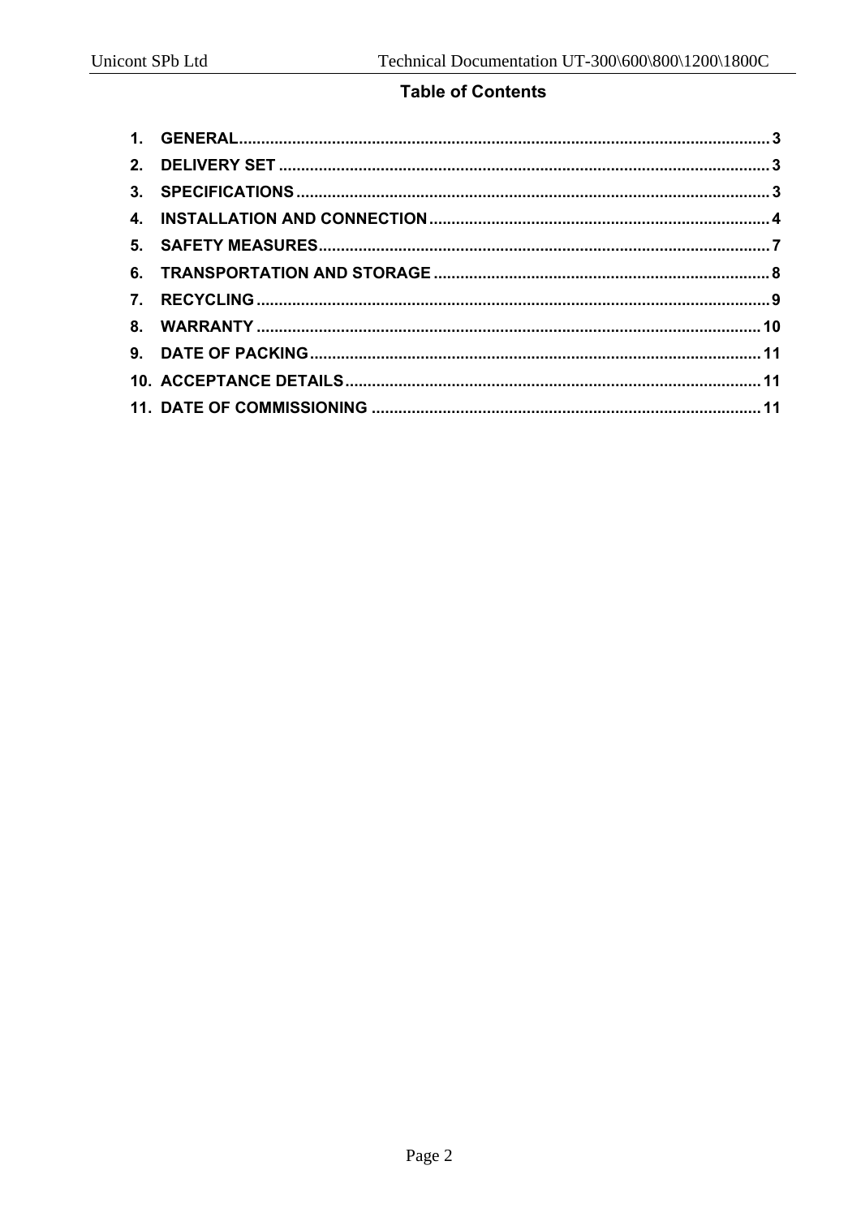## Table of Contents

1. GENERAL ........ 3
2. DELIVERY SET ........ 3
3. SPECIFICATIONS ........ 3
4. INSTALLATION AND CONNECTION ........ 4
5. SAFETY MEASURES ........ 7
6. TRANSPORTATION AND STORAGE ........ 8
7. RECYCLING ........ 9
8. WARRANTY ........ 10
9. DATE OF PACKING ........ 11
10. ACCEPTANCE DETAILS ........ 11
11. DATE OF COMMISSIONING ........ 11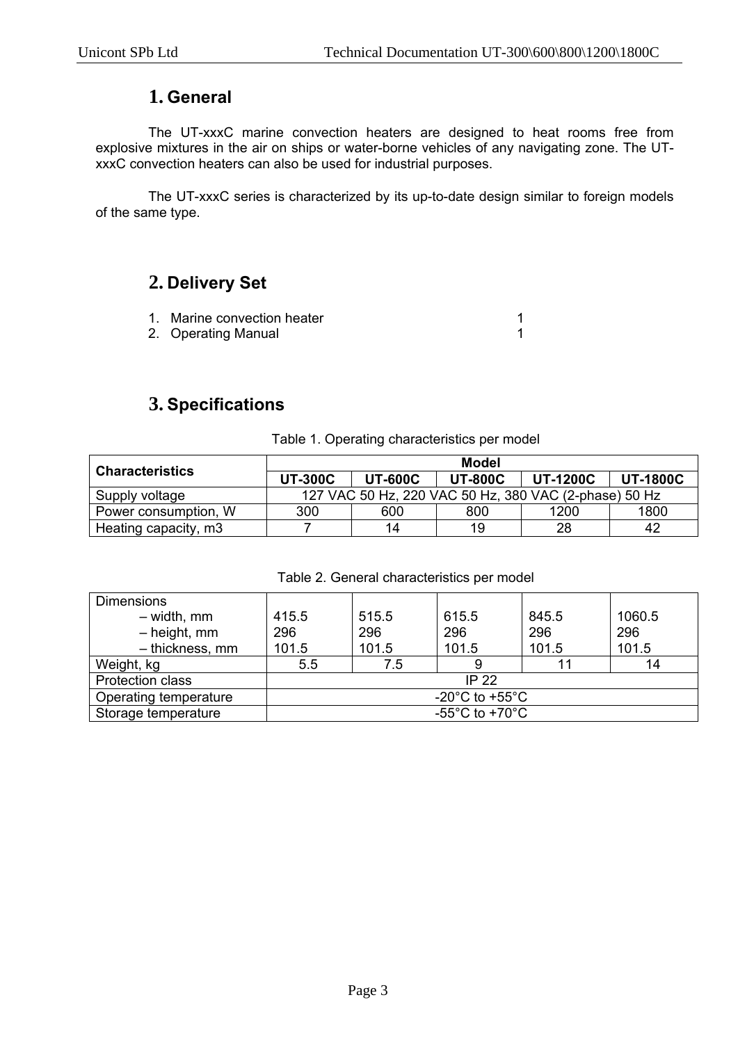# 1. General

The UT-xxxC marine convection heaters are designed to heat rooms free from explosive mixtures in the air on ships or water-borne vehicles of any navigating zone. The UT-xxxC convection heaters can also be used for industrial purposes.

The UT-xxxC series is characterized by its up-to-date design similar to foreign models of the same type.

# 2. Delivery Set

1. Marine convection heater 1
2. Operating Manual 1

# 3. Specifications

Table 1. Operating characteristics per model

| **Characteristics** | **Model** | | | | |
|---|---|---|---|---|---|
| | **UT-300C** | **UT-600C** | **UT-800C** | **UT-1200C** | **UT-1800C** |
| Supply voltage | 127 VAC 50 Hz, 220 VAC 50 Hz, 380 VAC (2-phase) 50 Hz | | | | |
| Power consumption, W | 300 | 600 | 800 | 1200 | 1800 |
| Heating capacity, m3 | 7 | 14 | 19 | 28 | 42 |

Table 2. General characteristics per model

| | | | | | |
|---|---|---|---|---|---|
| Dimensions<br>– width, mm<br>– height, mm<br>– thickness, mm | <br>415.5<br>296<br>101.5 | <br>515.5<br>296<br>101.5 | <br>615.5<br>296<br>101.5 | <br>845.5<br>296<br>101.5 | <br>1060.5<br>296<br>101.5 |
| Weight, kg | 5.5 | 7.5 | 9 | 11 | 14 |
| Protection class | IP 22 | | | | |
| Operating temperature | -20°C to +55°C | | | | |
| Storage temperature | -55°C to +70°C | | | | |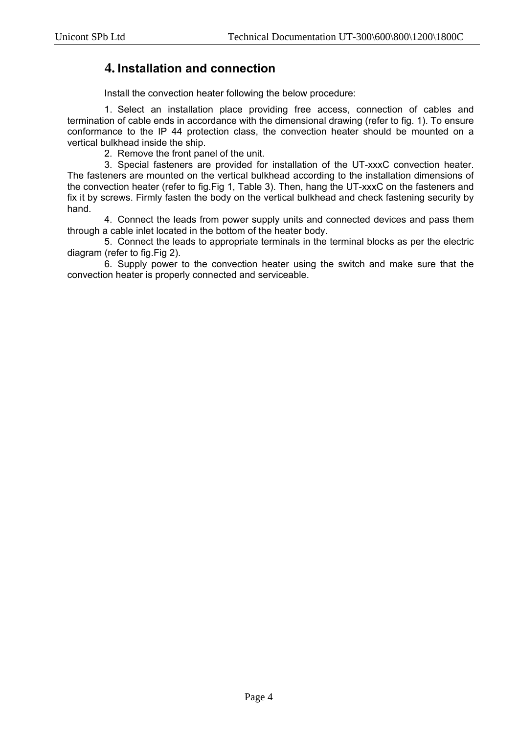# 4. Installation and connection

Install the convection heater following the below procedure:

1. Select an installation place providing free access, connection of cables and termination of cable ends in accordance with the dimensional drawing (refer to fig. 1). To ensure conformance to the IP 44 protection class, the convection heater should be mounted on a vertical bulkhead inside the ship.
2. Remove the front panel of the unit.
3. Special fasteners are provided for installation of the UT-xxxC convection heater. The fasteners are mounted on the vertical bulkhead according to the installation dimensions of the convection heater (refer to fig.Fig 1, Table 3). Then, hang the UT-xxxC on the fasteners and fix it by screws. Firmly fasten the body on the vertical bulkhead and check fastening security by hand.
4. Connect the leads from power supply units and connected devices and pass them through a cable inlet located in the bottom of the heater body.
5. Connect the leads to appropriate terminals in the terminal blocks as per the electric diagram (refer to fig.Fig 2).
6. Supply power to the convection heater using the switch and make sure that the convection heater is properly connected and serviceable.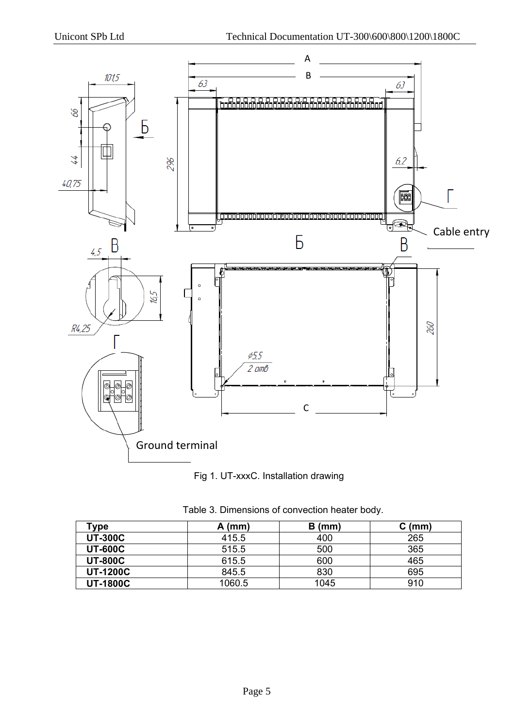Fig 1. UT-xxxC. Installation drawing

Table 3. Dimensions of convection heater body.

| Type | A (mm) | B (mm) | C (mm) |
|---|---|---|---|
| **UT-300C** | 415.5 | 400 | 265 |
| **UT-600C** | 515.5 | 500 | 365 |
| **UT-800C** | 615.5 | 600 | 465 |
| **UT-1200C** | 845.5 | 830 | 695 |
| **UT-1800C** | 1060.5 | 1045 | 910 |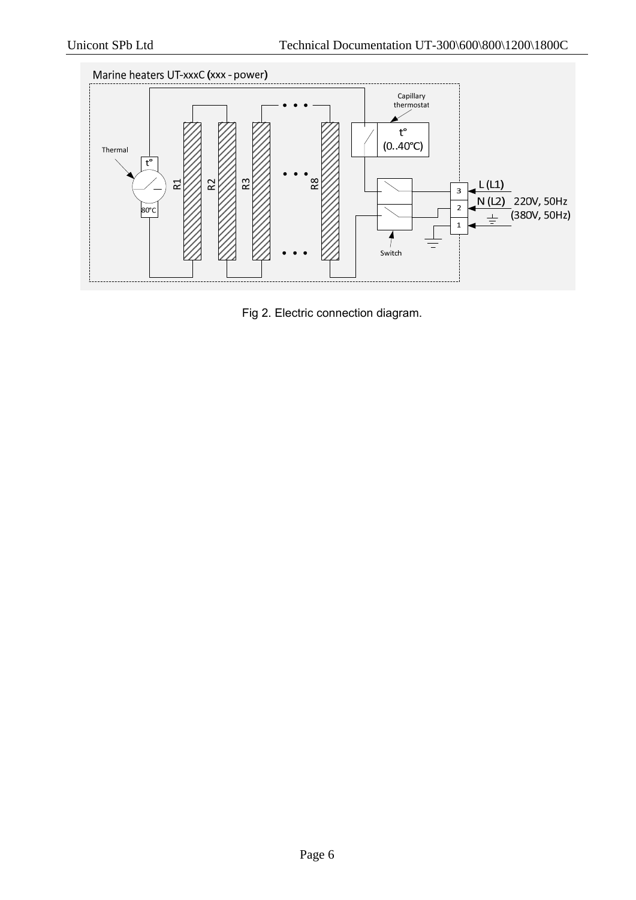Marine heaters UT-xxxC (xxx - power)

Fig 2. Electric connection diagram.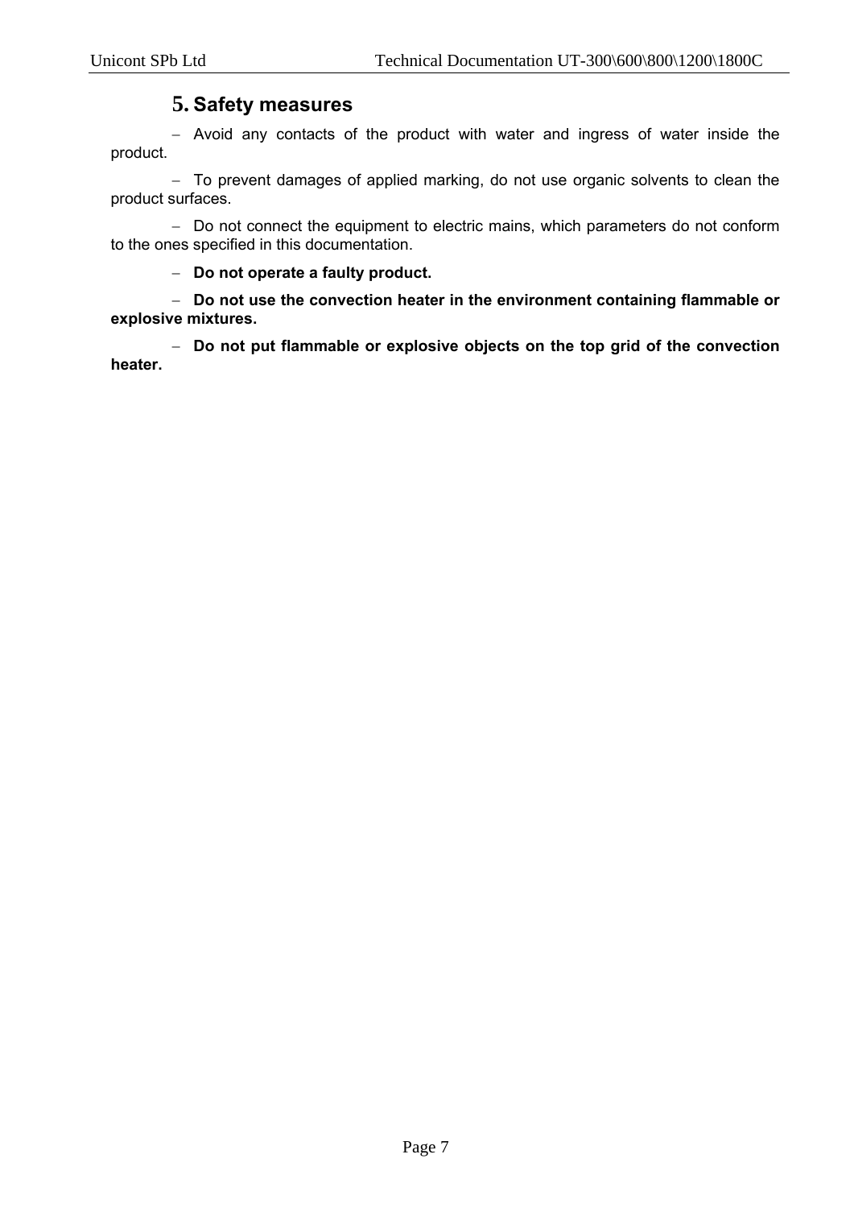# 5. Safety measures

– Avoid any contacts of the product with water and ingress of water inside the product.

– To prevent damages of applied marking, do not use organic solvents to clean the product surfaces.

– Do not connect the equipment to electric mains, which parameters do not conform to the ones specified in this documentation.

– **Do not operate a faulty product.**

– **Do not use the convection heater in the environment containing flammable or explosive mixtures.**

– **Do not put flammable or explosive objects on the top grid of the convection heater.**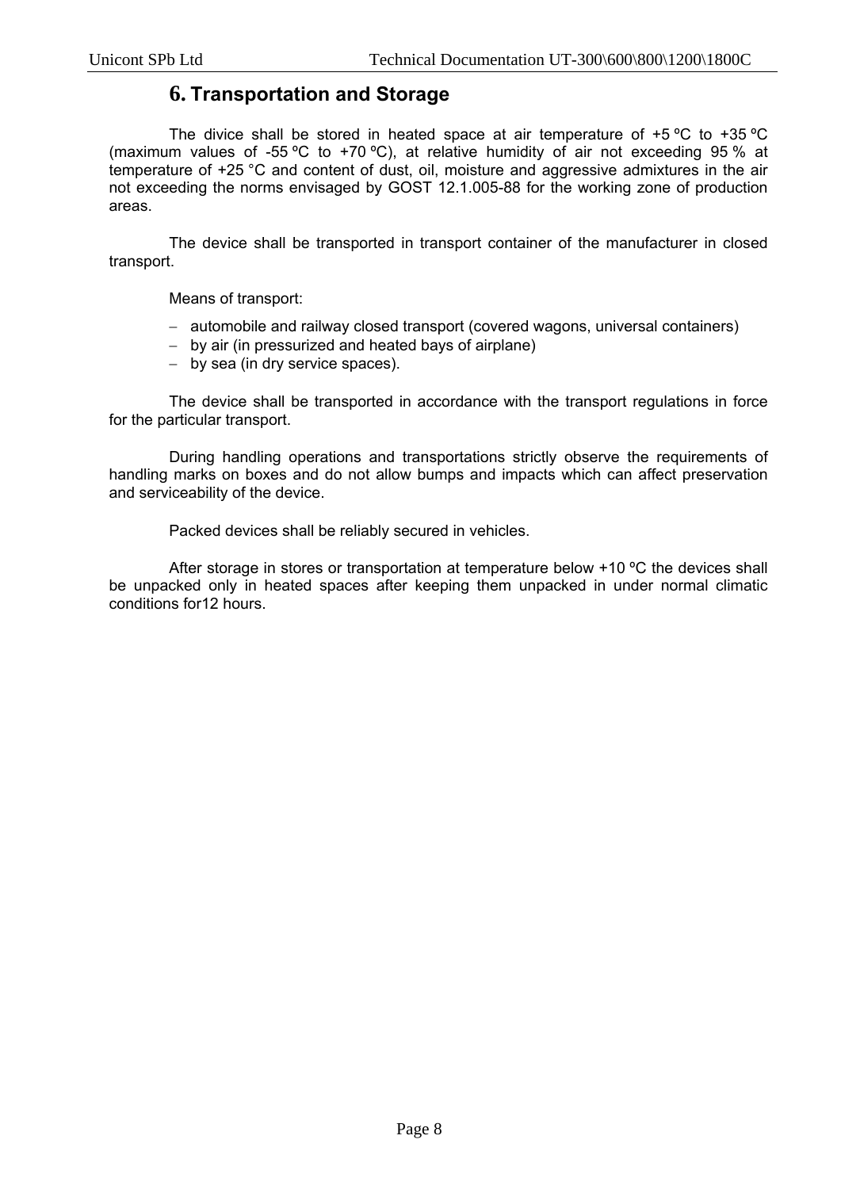# 6. Transportation and Storage

The divice shall be stored in heated space at air temperature of +5 ºС to +35 ºС (maximum values of -55 ºС to +70 ºС), at relative humidity of air not exceeding 95 % at temperature of +25 °С and content of dust, oil, moisture and aggressive admixtures in the air not exceeding the norms envisaged by GOST 12.1.005-88 for the working zone of production areas.

The device shall be transported in transport container of the manufacturer in closed transport.

Means of transport:

- automobile and railway closed transport (covered wagons, universal containers)
- by air (in pressurized and heated bays of airplane)
- by sea (in dry service spaces).

The device shall be transported in accordance with the transport regulations in force for the particular transport.

During handling operations and transportations strictly observe the requirements of handling marks on boxes and do not allow bumps and impacts which can affect preservation and serviceability of the device.

Packed devices shall be reliably secured in vehicles.

After storage in stores or transportation at temperature below +10 ºС the devices shall be unpacked only in heated spaces after keeping them unpacked in under normal climatic conditions for12 hours.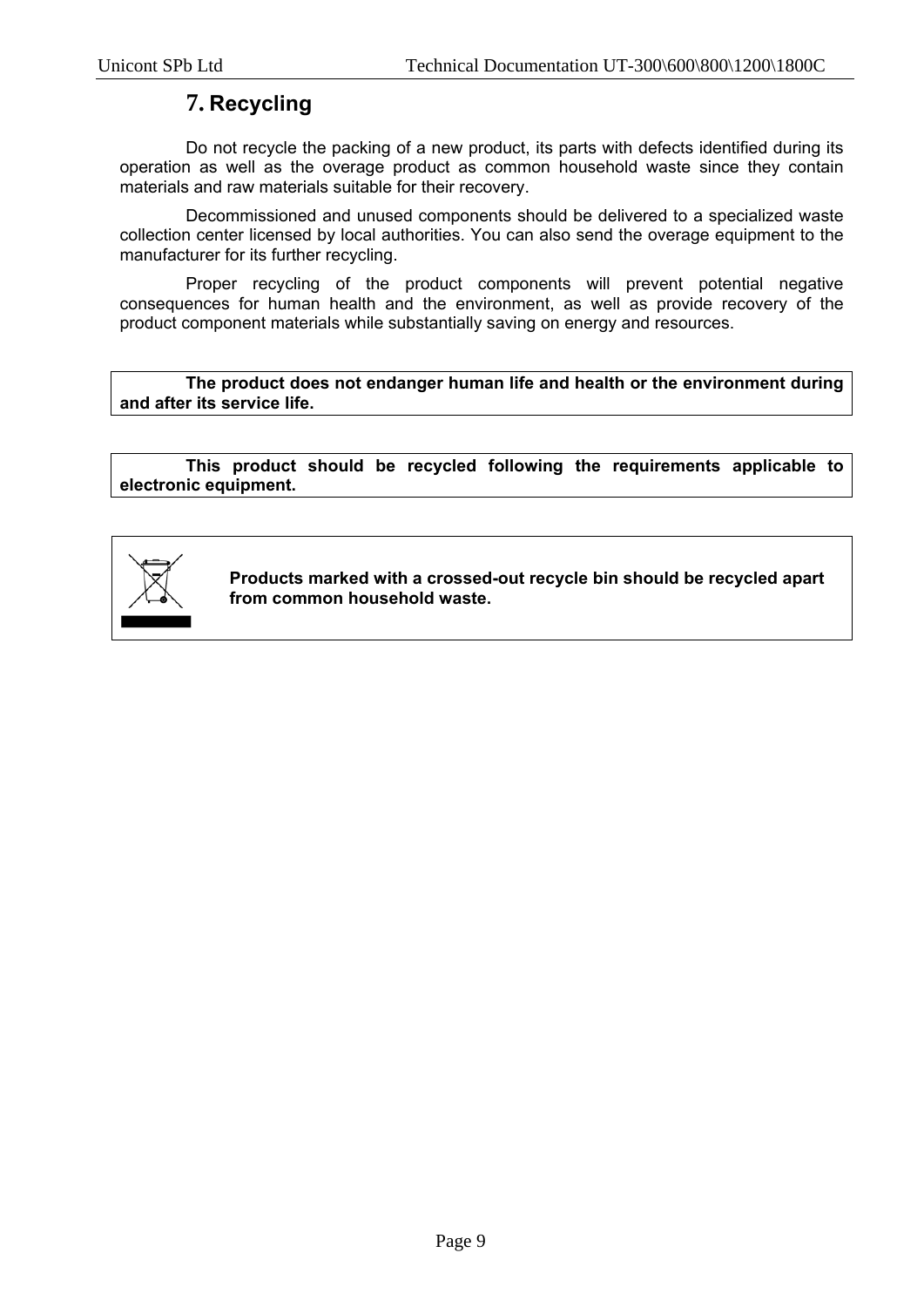# 7. Recycling

Do not recycle the packing of a new product, its parts with defects identified during its operation as well as the overage product as common household waste since they contain materials and raw materials suitable for their recovery.

Decommissioned and unused components should be delivered to a specialized waste collection center licensed by local authorities. You can also send the overage equipment to the manufacturer for its further recycling.

Proper recycling of the product components will prevent potential negative consequences for human health and the environment, as well as provide recovery of the product component materials while substantially saving on energy and resources.

**The product does not endanger human life and health or the environment during and after its service life.**

**This product should be recycled following the requirements applicable to electronic equipment.**

**Products marked with a crossed-out recycle bin should be recycled apart from common household waste.**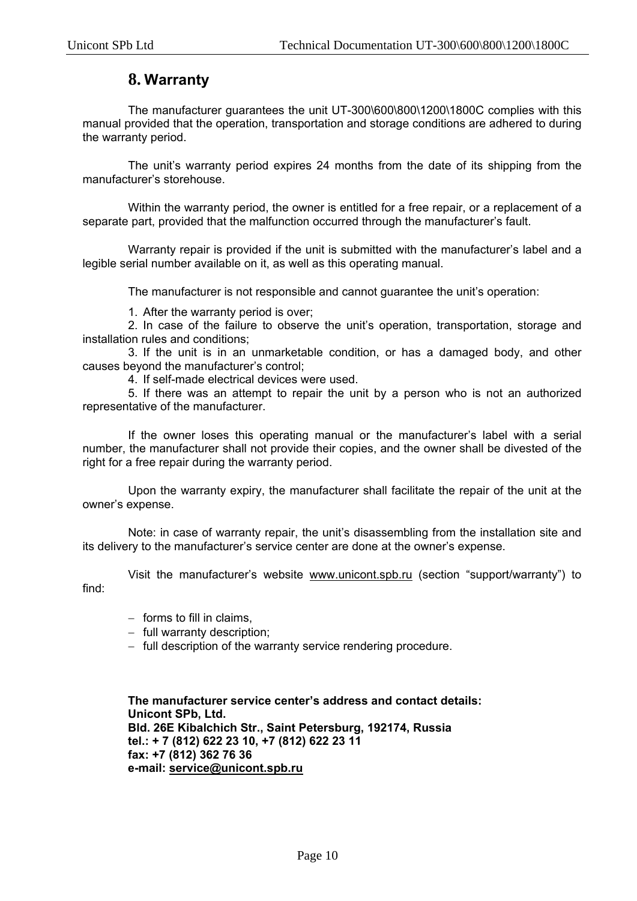# 8. Warranty

The manufacturer guarantees the unit UT-300\600\800\1200\1800C complies with this manual provided that the operation, transportation and storage conditions are adhered to during the warranty period.

The unit's warranty period expires 24 months from the date of its shipping from the manufacturer's storehouse.

Within the warranty period, the owner is entitled for a free repair, or a replacement of a separate part, provided that the malfunction occurred through the manufacturer's fault.

Warranty repair is provided if the unit is submitted with the manufacturer's label and a legible serial number available on it, as well as this operating manual.

The manufacturer is not responsible and cannot guarantee the unit's operation:

1. After the warranty period is over;
2. In case of the failure to observe the unit's operation, transportation, storage and installation rules and conditions;
3. If the unit is in an unmarketable condition, or has a damaged body, and other causes beyond the manufacturer's control;
4. If self-made electrical devices were used.
5. If there was an attempt to repair the unit by a person who is not an authorized representative of the manufacturer.

If the owner loses this operating manual or the manufacturer's label with a serial number, the manufacturer shall not provide their copies, and the owner shall be divested of the right for a free repair during the warranty period.

Upon the warranty expiry, the manufacturer shall facilitate the repair of the unit at the owner's expense.

Note: in case of warranty repair, the unit's disassembling from the installation site and its delivery to the manufacturer's service center are done at the owner's expense.

Visit the manufacturer's website www.unicont.spb.ru (section "support/warranty") to find:

- forms to fill in claims,
- full warranty description;
- full description of the warranty service rendering procedure.

**The manufacturer service center's address and contact details:**
**Unicont SPb, Ltd.**
**Bld. 26E Kibalchich Str., Saint Petersburg, 192174, Russia**
**tel.: + 7 (812) 622 23 10, +7 (812) 622 23 11**
**fax: +7 (812) 362 76 36**
**e-mail: service@unicont.spb.ru**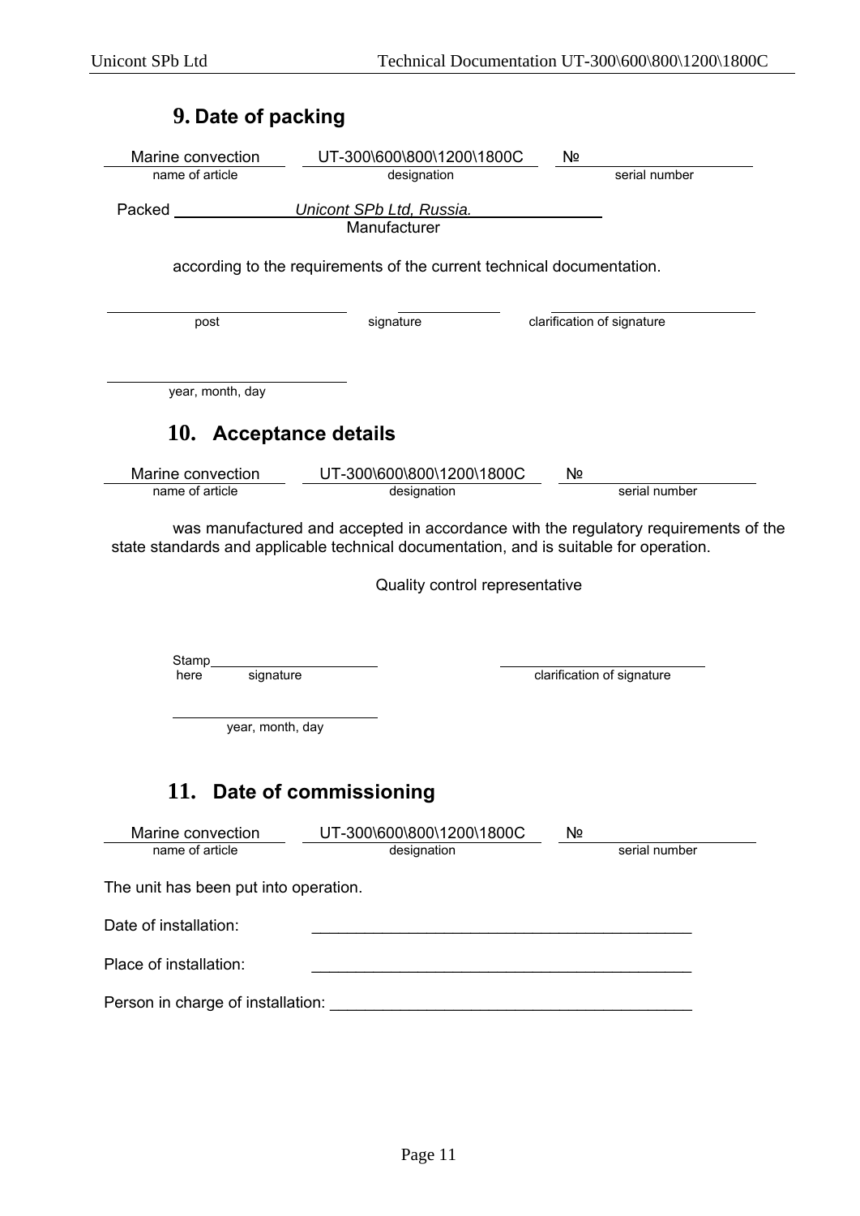## 9. Date of packing

| Marine convection | UT-300\600\800\1200\1800C | № |
|---|---|---|
| name of article | designation | serial number |

Packed *Unicont SPb Ltd, Russia.*
Manufacturer

according to the requirements of the current technical documentation.

| | | |
|---|---|---|
| post | signature | clarification of signature |

year, month, day

## 10. Acceptance details

| Marine convection | UT-300\600\800\1200\1800C | № |
|---|---|---|
| name of article | designation | serial number |

was manufactured and accepted in accordance with the regulatory requirements of the state standards and applicable technical documentation, and is suitable for operation.

Quality control representative

| | |
|---|---|
| Stamp here signature | clarification of signature |

year, month, day

## 11. Date of commissioning

| Marine convection | UT-300\600\800\1200\1800C | № |
|---|---|---|
| name of article | designation | serial number |

The unit has been put into operation.

Date of installation: ___________________________________________

Place of installation: ___________________________________________

Person in charge of installation: ________________________________________